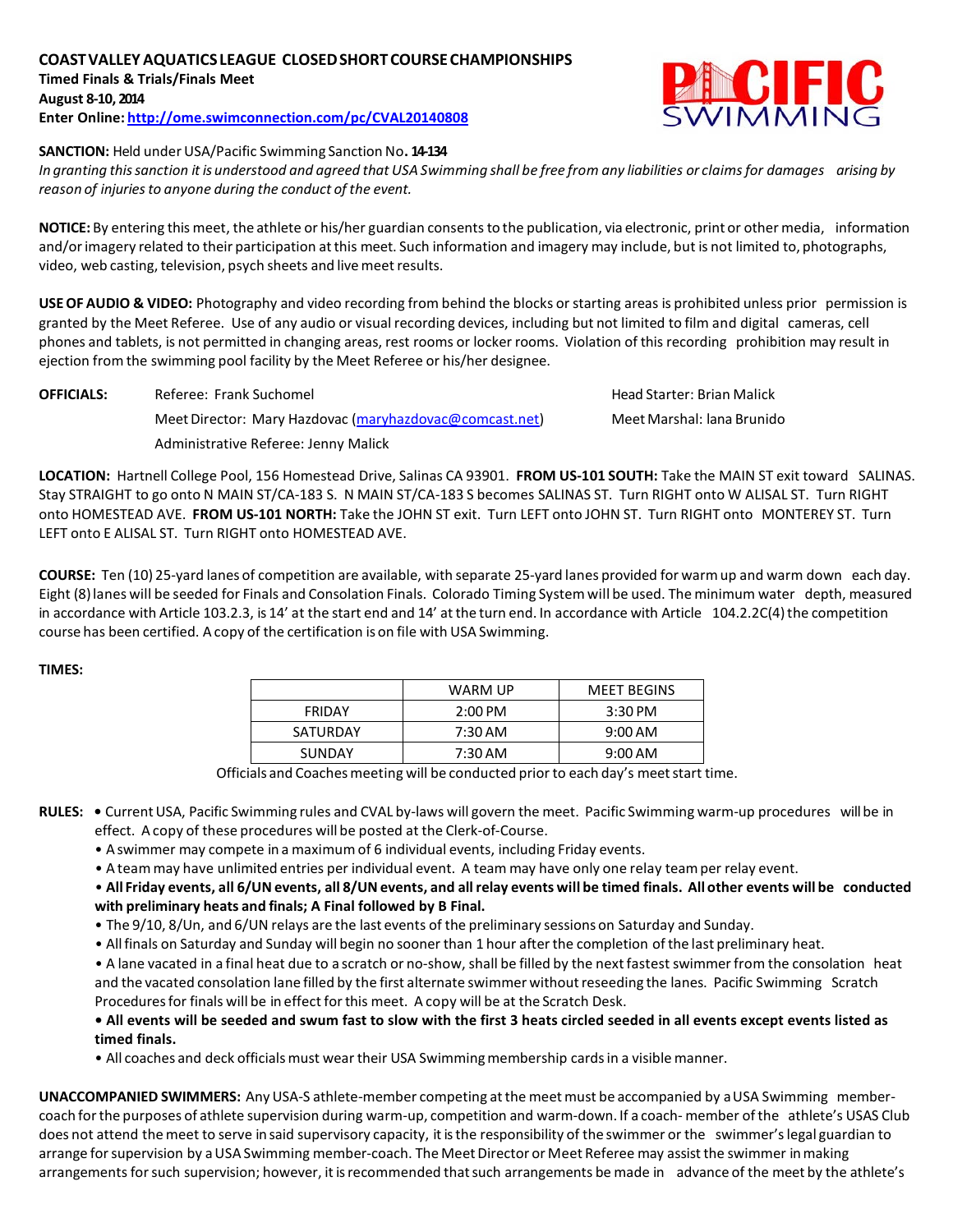**COAST VALLEY AQUATICS LEAGUE CLOSED SHORT COURSE CHAMPIONSHIPS**
**Timed Finals & Trials/Finals Meet**
**August 8-10, 2014**
**Enter Online: http://ome.swimconnection.com/pc/CVAL20140808**

**SANCTION:** Held under USA/Pacific Swimming Sanction No**. 14-134**
*In granting this sanction it is understood and agreed that USA Swimming shall be free from any liabilities or claims for damages arising by reason of injuries to anyone during the conduct of the event.*

**NOTICE:** By entering this meet, the athlete or his/her guardian consents to the publication, via electronic, print or other media, information and/or imagery related to their participation at this meet. Such information and imagery may include, but is not limited to, photographs, video, web casting, television, psych sheets and live meet results.

**USE OF AUDIO & VIDEO:** Photography and video recording from behind the blocks or starting areas is prohibited unless prior permission is granted by the Meet Referee. Use of any audio or visual recording devices, including but not limited to film and digital cameras, cell phones and tablets, is not permitted in changing areas, rest rooms or locker rooms. Violation of this recording prohibition may result in ejection from the swimming pool facility by the Meet Referee or his/her designee.

**OFFICIALS:**
Referee: Frank Suchomel
Head Starter: Brian Malick
Meet Director: Mary Hazdovac (maryhazdovac@comcast.net)
Meet Marshal: Iana Brunido
Administrative Referee: Jenny Malick

**LOCATION:** Hartnell College Pool, 156 Homestead Drive, Salinas CA 93901. **FROM US-101 SOUTH:** Take the MAIN ST exit toward SALINAS. Stay STRAIGHT to go onto N MAIN ST/CA-183 S. N MAIN ST/CA-183 S becomes SALINAS ST. Turn RIGHT onto W ALISAL ST. Turn RIGHT onto HOMESTEAD AVE. **FROM US-101 NORTH:** Take the JOHN ST exit. Turn LEFT onto JOHN ST. Turn RIGHT onto MONTEREY ST. Turn LEFT onto E ALISAL ST. Turn RIGHT onto HOMESTEAD AVE.

**COURSE:** Ten (10) 25-yard lanes of competition are available, with separate 25-yard lanes provided for warm up and warm down each day. Eight (8) lanes will be seeded for Finals and Consolation Finals. Colorado Timing System will be used. The minimum water depth, measured in accordance with Article 103.2.3, is 14' at the start end and 14' at the turn end. In accordance with Article 104.2.2C(4) the competition course has been certified. A copy of the certification is on file with USA Swimming.

**TIMES:**

| | WARM UP | MEET BEGINS |
|---|---|---|
| FRIDAY | 2:00 PM | 3:30 PM |
| SATURDAY | 7:30 AM | 9:00 AM |
| SUNDAY | 7:30 AM | 9:00 AM |

Officials and Coaches meeting will be conducted prior to each day's meet start time.

**RULES:**
- Current USA, Pacific Swimming rules and CVAL by-laws will govern the meet. Pacific Swimming warm-up procedures will be in effect. A copy of these procedures will be posted at the Clerk-of-Course.
- A swimmer may compete in a maximum of 6 individual events, including Friday events.
- A team may have unlimited entries per individual event. A team may have only one relay team per relay event.
- **All Friday events, all 6/UN events, all 8/UN events, and all relay events will be timed finals. All other events will be conducted with preliminary heats and finals; A Final followed by B Final.**
- The 9/10, 8/Un, and 6/UN relays are the last events of the preliminary sessions on Saturday and Sunday.
- All finals on Saturday and Sunday will begin no sooner than 1 hour after the completion of the last preliminary heat.
- A lane vacated in a final heat due to a scratch or no-show, shall be filled by the next fastest swimmer from the consolation heat and the vacated consolation lane filled by the first alternate swimmer without reseeding the lanes. Pacific Swimming Scratch Procedures for finals will be in effect for this meet. A copy will be at the Scratch Desk.
- **All events will be seeded and swum fast to slow with the first 3 heats circled seeded in all events except events listed as timed finals.**
- All coaches and deck officials must wear their USA Swimming membership cards in a visible manner.

**UNACCOMPANIED SWIMMERS:** Any USA-S athlete-member competing at the meet must be accompanied by a USA Swimming member-coach for the purposes of athlete supervision during warm-up, competition and warm-down. If a coach- member of the athlete's USAS Club does not attend the meet to serve in said supervisory capacity, it is the responsibility of the swimmer or the swimmer's legal guardian to arrange for supervision by a USA Swimming member-coach. The Meet Director or Meet Referee may assist the swimmer in making arrangements for such supervision; however, it is recommended that such arrangements be made in advance of the meet by the athlete's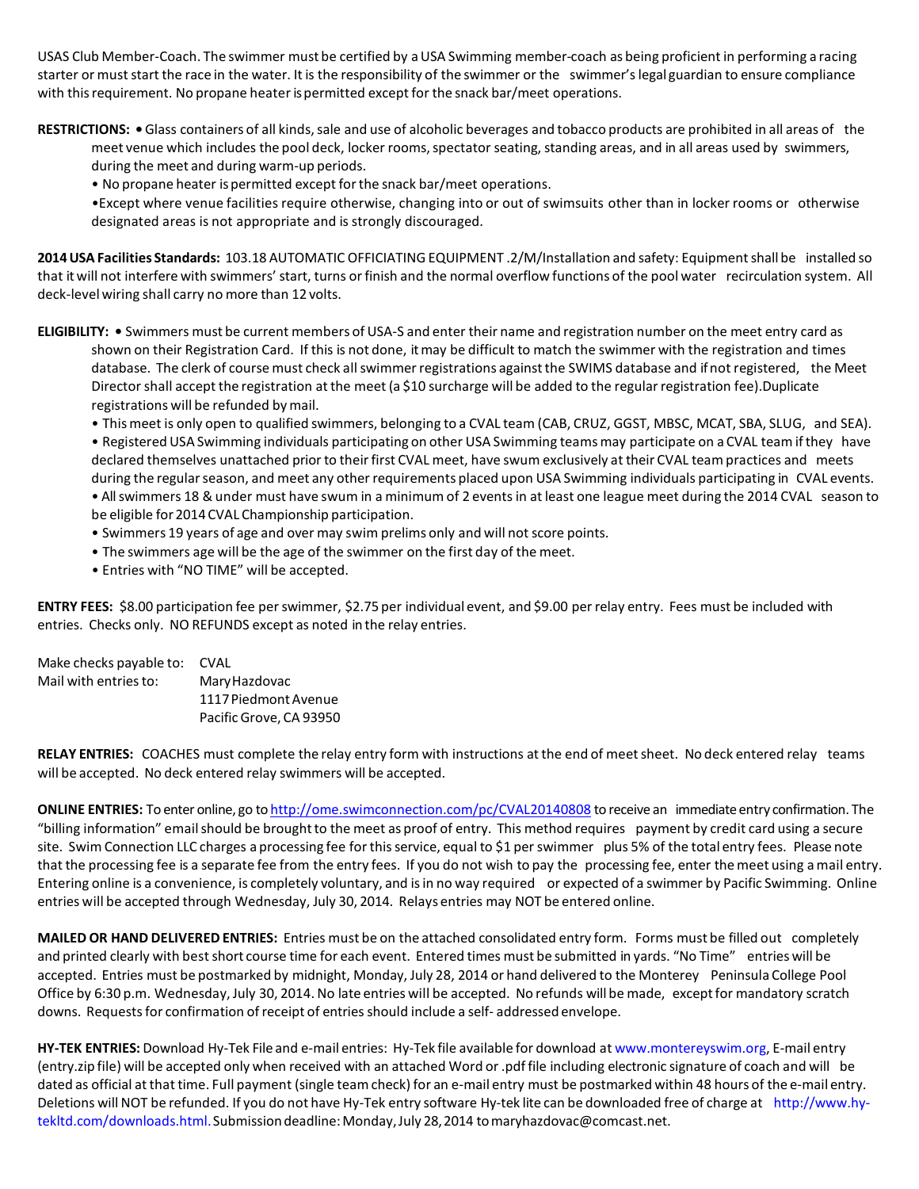USAS Club Member-Coach. The swimmer must be certified by a USA Swimming member-coach as being proficient in performing a racing starter or must start the race in the water. It is the responsibility of the swimmer or the swimmer's legal guardian to ensure compliance with this requirement. No propane heater is permitted except for the snack bar/meet operations.

**RESTRICTIONS:** • Glass containers of all kinds, sale and use of alcoholic beverages and tobacco products are prohibited in all areas of the meet venue which includes the pool deck, locker rooms, spectator seating, standing areas, and in all areas used by swimmers, during the meet and during warm-up periods.

- No propane heater is permitted except for the snack bar/meet operations.
- Except where venue facilities require otherwise, changing into or out of swimsuits other than in locker rooms or otherwise designated areas is not appropriate and is strongly discouraged.

**2014 USA Facilities Standards:** 103.18 AUTOMATIC OFFICIATING EQUIPMENT .2/M/Installation and safety: Equipment shall be installed so that it will not interfere with swimmers' start, turns or finish and the normal overflow functions of the pool water recirculation system. All deck-level wiring shall carry no more than 12 volts.

**ELIGIBILITY:** • Swimmers must be current members of USA-S and enter their name and registration number on the meet entry card as shown on their Registration Card. If this is not done, it may be difficult to match the swimmer with the registration and times database. The clerk of course must check all swimmer registrations against the SWIMS database and if not registered, the Meet Director shall accept the registration at the meet (a $10 surcharge will be added to the regular registration fee).Duplicate registrations will be refunded by mail.

- This meet is only open to qualified swimmers, belonging to a CVAL team (CAB, CRUZ, GGST, MBSC, MCAT, SBA, SLUG, and SEA).
- Registered USA Swimming individuals participating on other USA Swimming teams may participate on a CVAL team if they have declared themselves unattached prior to their first CVAL meet, have swum exclusively at their CVAL team practices and meets during the regular season, and meet any other requirements placed upon USA Swimming individuals participating in CVAL events.
- All swimmers 18 & under must have swum in a minimum of 2 events in at least one league meet during the 2014 CVAL season to be eligible for 2014 CVAL Championship participation.
- Swimmers 19 years of age and over may swim prelims only and will not score points.
- The swimmers age will be the age of the swimmer on the first day of the meet.
- Entries with "NO TIME" will be accepted.

**ENTRY FEES:** $8.00 participation fee per swimmer, $2.75 per individual event, and $9.00 per relay entry. Fees must be included with entries. Checks only. NO REFUNDS except as noted in the relay entries.

Make checks payable to: CVAL
Mail with entries to: Mary Hazdovac
1117 Piedmont Avenue
Pacific Grove, CA 93950

**RELAY ENTRIES:** COACHES must complete the relay entry form with instructions at the end of meet sheet. No deck entered relay teams will be accepted. No deck entered relay swimmers will be accepted.

**ONLINE ENTRIES:** To enter online, go to http://ome.swimconnection.com/pc/CVAL20140808 to receive an immediate entry confirmation. The "billing information" email should be brought to the meet as proof of entry. This method requires payment by credit card using a secure site. Swim Connection LLC charges a processing fee for this service, equal to $1 per swimmer plus 5% of the total entry fees. Please note that the processing fee is a separate fee from the entry fees. If you do not wish to pay the processing fee, enter the meet using a mail entry. Entering online is a convenience, is completely voluntary, and is in no way required or expected of a swimmer by Pacific Swimming. Online entries will be accepted through Wednesday, July 30, 2014. Relays entries may NOT be entered online.

**MAILED OR HAND DELIVERED ENTRIES:** Entries must be on the attached consolidated entry form. Forms must be filled out completely and printed clearly with best short course time for each event. Entered times must be submitted in yards. "No Time" entries will be accepted. Entries must be postmarked by midnight, Monday, July 28, 2014 or hand delivered to the Monterey Peninsula College Pool Office by 6:30 p.m. Wednesday, July 30, 2014. No late entries will be accepted. No refunds will be made, except for mandatory scratch downs. Requests for confirmation of receipt of entries should include a self- addressed envelope.

**HY-TEK ENTRIES:** Download Hy-Tek File and e-mail entries: Hy-Tek file available for download at www.montereyswim.org, E-mail entry (entry.zip file) will be accepted only when received with an attached Word or .pdf file including electronic signature of coach and will be dated as official at that time. Full payment (single team check) for an e-mail entry must be postmarked within 48 hours of the e-mail entry. Deletions will NOT be refunded. If you do not have Hy-Tek entry software Hy-tek lite can be downloaded free of charge at http://www.hy-tekltd.com/downloads.html. Submission deadline: Monday, July 28, 2014 to maryhazdovac@comcast.net.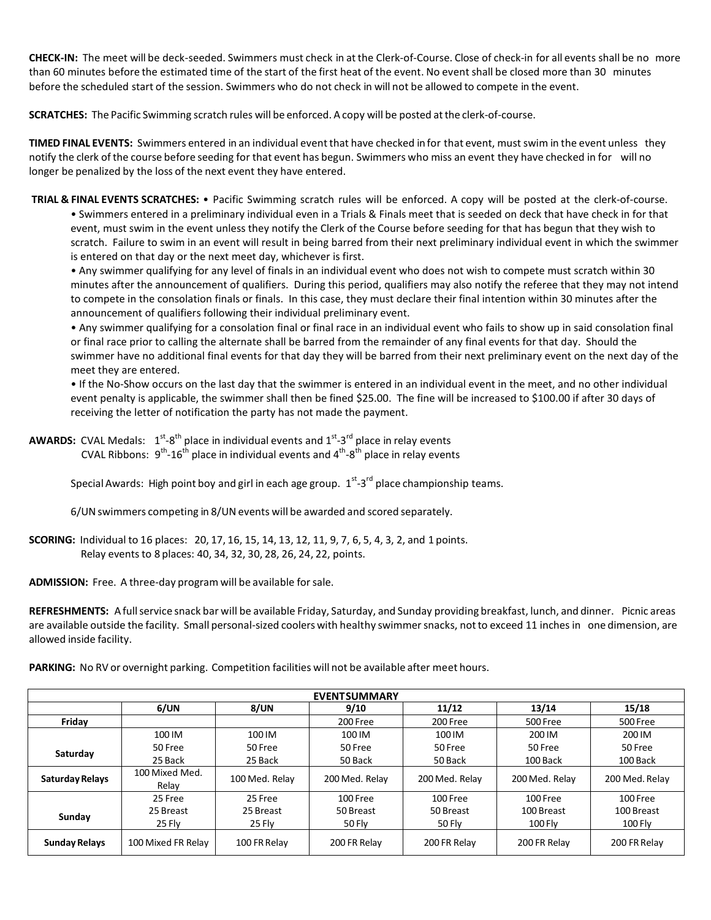**CHECK-IN:** The meet will be deck-seeded. Swimmers must check in at the Clerk-of-Course. Close of check-in for all events shall be no more than 60 minutes before the estimated time of the start of the first heat of the event. No event shall be closed more than 30 minutes before the scheduled start of the session. Swimmers who do not check in will not be allowed to compete in the event.

**SCRATCHES:** The Pacific Swimming scratch rules will be enforced. A copy will be posted at the clerk-of-course.

**TIMED FINAL EVENTS:** Swimmers entered in an individual event that have checked in for that event, must swim in the event unless they notify the clerk of the course before seeding for that event has begun. Swimmers who miss an event they have checked in for will no longer be penalized by the loss of the next event they have entered.

**TRIAL & FINAL EVENTS SCRATCHES:** • Pacific Swimming scratch rules will be enforced. A copy will be posted at the clerk-of-course.

- Swimmers entered in a preliminary individual even in a Trials & Finals meet that is seeded on deck that have check in for that event, must swim in the event unless they notify the Clerk of the Course before seeding for that has begun that they wish to scratch. Failure to swim in an event will result in being barred from their next preliminary individual event in which the swimmer is entered on that day or the next meet day, whichever is first.
- Any swimmer qualifying for any level of finals in an individual event who does not wish to compete must scratch within 30 minutes after the announcement of qualifiers. During this period, qualifiers may also notify the referee that they may not intend to compete in the consolation finals or finals. In this case, they must declare their final intention within 30 minutes after the announcement of qualifiers following their individual preliminary event.
- Any swimmer qualifying for a consolation final or final race in an individual event who fails to show up in said consolation final or final race prior to calling the alternate shall be barred from the remainder of any final events for that day. Should the swimmer have no additional final events for that day they will be barred from their next preliminary event on the next day of the meet they are entered.
- If the No-Show occurs on the last day that the swimmer is entered in an individual event in the meet, and no other individual event penalty is applicable, the swimmer shall then be fined $25.00. The fine will be increased to $100.00 if after 30 days of receiving the letter of notification the party has not made the payment.

**AWARDS:** CVAL Medals: 1st-8th place in individual events and 1st-3rd place in relay events
CVAL Ribbons: 9th-16th place in individual events and 4th-8th place in relay events

Special Awards: High point boy and girl in each age group. 1st-3rd place championship teams.

6/UN swimmers competing in 8/UN events will be awarded and scored separately.

**SCORING:** Individual to 16 places: 20, 17, 16, 15, 14, 13, 12, 11, 9, 7, 6, 5, 4, 3, 2, and 1 points.
Relay events to 8 places: 40, 34, 32, 30, 28, 26, 24, 22, points.

**ADMISSION:** Free. A three-day program will be available for sale.

**REFRESHMENTS:** A full service snack bar will be available Friday, Saturday, and Sunday providing breakfast, lunch, and dinner. Picnic areas are available outside the facility. Small personal-sized coolers with healthy swimmer snacks, not to exceed 11 inches in one dimension, are allowed inside facility.

**PARKING:** No RV or overnight parking. Competition facilities will not be available after meet hours.

| EVENT SUMMARY | | | | | | |
|---|---|---|---|---|---|---|
| | 6/UN | 8/UN | 9/10 | 11/12 | 13/14 | 15/18 |
| **Friday** | | | 200 Free | 200 Free | 500 Free | 500 Free |
| **Saturday** | 100 IM<br>50 Free<br>25 Back | 100 IM<br>50 Free<br>25 Back | 100 IM<br>50 Free<br>50 Back | 100 IM<br>50 Free<br>50 Back | 200 IM<br>50 Free<br>100 Back | 200 IM<br>50 Free<br>100 Back |
| **Saturday Relays** | 100 Mixed Med. Relay | 100 Med. Relay | 200 Med. Relay | 200 Med. Relay | 200 Med. Relay | 200 Med. Relay |
| **Sunday** | 25 Free<br>25 Breast<br>25 Fly | 25 Free<br>25 Breast<br>25 Fly | 100 Free<br>50 Breast<br>50 Fly | 100 Free<br>50 Breast<br>50 Fly | 100 Free<br>100 Breast<br>100 Fly | 100 Free<br>100 Breast<br>100 Fly |
| **Sunday Relays** | 100 Mixed FR Relay | 100 FR Relay | 200 FR Relay | 200 FR Relay | 200 FR Relay | 200 FR Relay |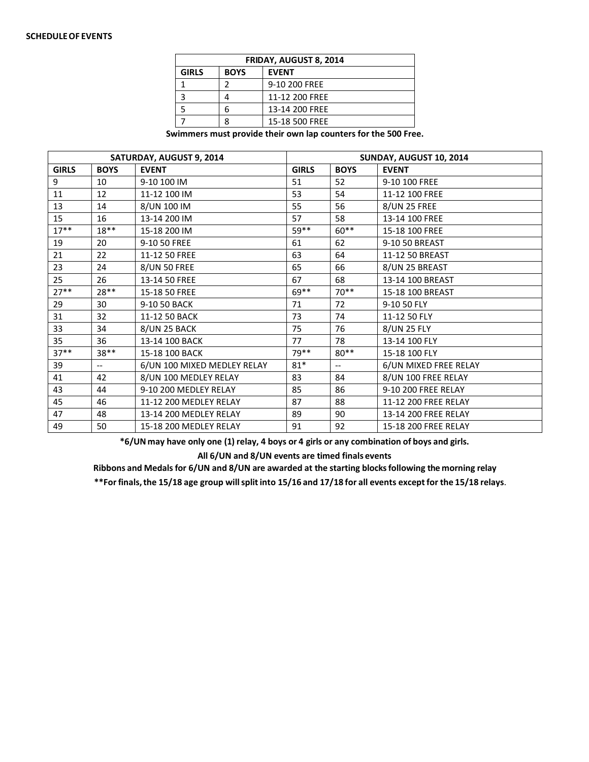**SCHEDULE OF EVENTS**

| FRIDAY, AUGUST 8, 2014 | | |
|---|---|---|
| **GIRLS** | **BOYS** | **EVENT** |
| 1 | 2 | 9-10 200 FREE |
| 3 | 4 | 11-12 200 FREE |
| 5 | 6 | 13-14 200 FREE |
| 7 | 8 | 15-18 500 FREE |

**Swimmers must provide their own lap counters for the 500 Free.**

| SATURDAY, AUGUST 9, 2014 | | | SUNDAY, AUGUST 10, 2014 | | |
|---|---|---|---|---|---|
| **GIRLS** | **BOYS** | **EVENT** | **GIRLS** | **BOYS** | **EVENT** |
| 9 | 10 | 9-10 100 IM | 51 | 52 | 9-10 100 FREE |
| 11 | 12 | 11-12 100 IM | 53 | 54 | 11-12 100 FREE |
| 13 | 14 | 8/UN 100 IM | 55 | 56 | 8/UN 25 FREE |
| 15 | 16 | 13-14 200 IM | 57 | 58 | 13-14 100 FREE |
| 17** | 18** | 15-18 200 IM | 59** | 60** | 15-18 100 FREE |
| 19 | 20 | 9-10 50 FREE | 61 | 62 | 9-10 50 BREAST |
| 21 | 22 | 11-12 50 FREE | 63 | 64 | 11-12 50 BREAST |
| 23 | 24 | 8/UN 50 FREE | 65 | 66 | 8/UN 25 BREAST |
| 25 | 26 | 13-14 50 FREE | 67 | 68 | 13-14 100 BREAST |
| 27** | 28** | 15-18 50 FREE | 69** | 70** | 15-18 100 BREAST |
| 29 | 30 | 9-10 50 BACK | 71 | 72 | 9-10 50 FLY |
| 31 | 32 | 11-12 50 BACK | 73 | 74 | 11-12 50 FLY |
| 33 | 34 | 8/UN 25 BACK | 75 | 76 | 8/UN 25 FLY |
| 35 | 36 | 13-14 100 BACK | 77 | 78 | 13-14 100 FLY |
| 37** | 38** | 15-18 100 BACK | 79** | 80** | 15-18 100 FLY |
| 39 | -- | 6/UN 100 MIXED MEDLEY RELAY | 81* | -- | 6/UN MIXED FREE RELAY |
| 41 | 42 | 8/UN 100 MEDLEY RELAY | 83 | 84 | 8/UN 100 FREE RELAY |
| 43 | 44 | 9-10 200 MEDLEY RELAY | 85 | 86 | 9-10 200 FREE RELAY |
| 45 | 46 | 11-12 200 MEDLEY RELAY | 87 | 88 | 11-12 200 FREE RELAY |
| 47 | 48 | 13-14 200 MEDLEY RELAY | 89 | 90 | 13-14 200 FREE RELAY |
| 49 | 50 | 15-18 200 MEDLEY RELAY | 91 | 92 | 15-18 200 FREE RELAY |

**\*6/UN may have only one (1) relay, 4 boys or 4 girls or any combination of boys and girls.**

**All 6/UN and 8/UN events are timed finals events**

**Ribbons and Medals for 6/UN and 8/UN are awarded at the starting blocks following the morning relay**

**\*\*For finals, the 15/18 age group will split into 15/16 and 17/18 for all events except for the 15/18 relays.**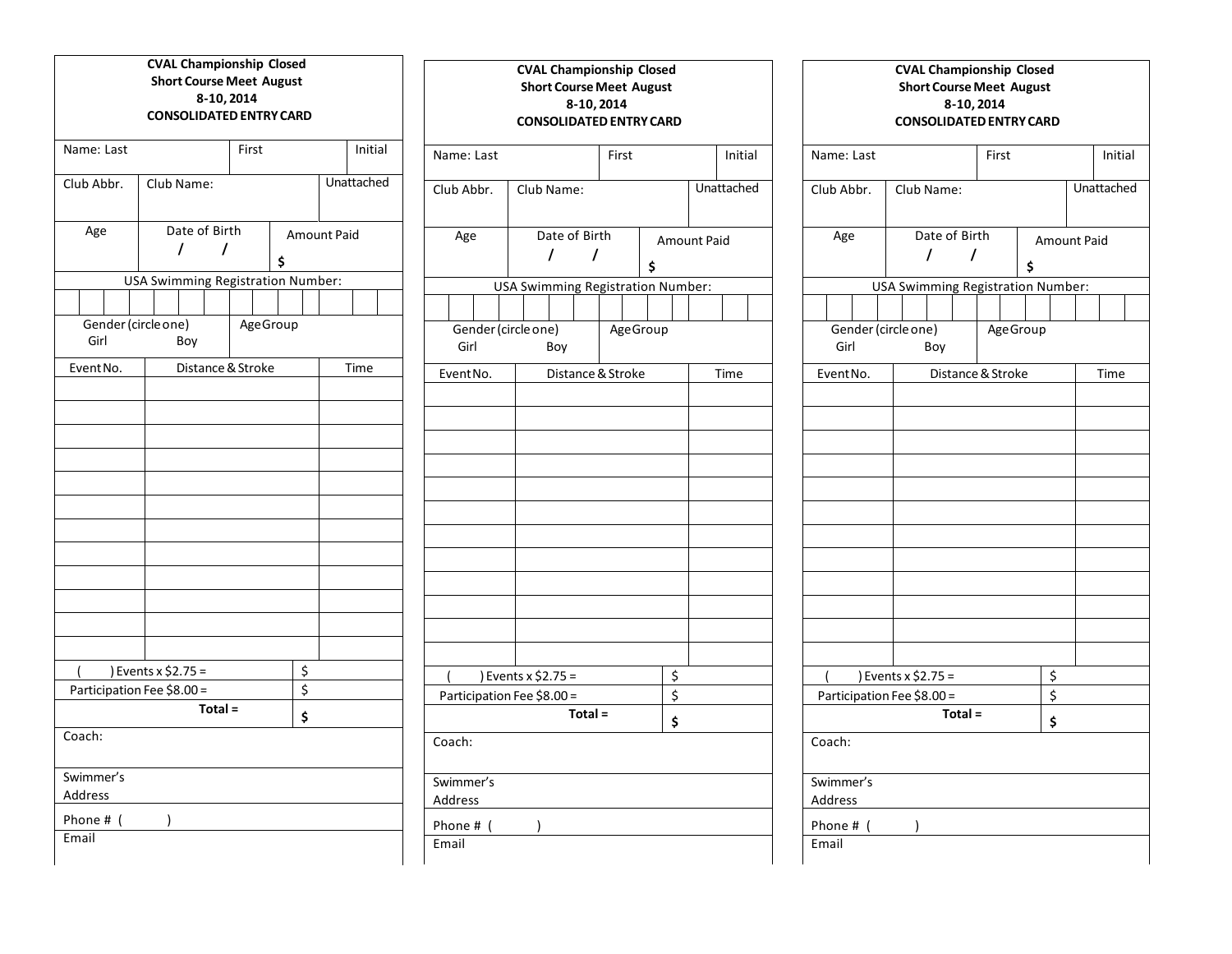**CVAL Championship Closed**
**Short Course Meet August**
**8-10, 2014**
**CONSOLIDATED ENTRY CARD**

| Name: Last | | First | Initial |
|---|---|---|---|
| Club Abbr. | Club Name: | | Unattached |
| Age | Date of Birth / / | Amount Paid $ | |

USA Swimming Registration Number:

| | | | | | | | | | | | | | |
|---|---|---|---|---|---|---|---|---|---|---|---|---|---|
| | | | | | | | | | | | | | |

| Gender (circle one) Girl Boy | Age Group |
|---|---|

| Event No. | Distance & Stroke | Time |
|---|---|---|
| | | |
| | | |
| | | |
| | | |
| | | |
| | | |
| | | |
| | | |
| | | |
| | | |
| | | |
| | | |

| ( ) Events x $2.75 = | $ |
|---|---|
| Participation Fee $8.00 = | $ |
| **Total =** | **$** |

Coach:

Swimmer's Address

Phone # ( )

Email

---

**CVAL Championship Closed**
**Short Course Meet August**
**8-10, 2014**
**CONSOLIDATED ENTRY CARD**

| Name: Last | | First | Initial |
|---|---|---|---|
| Club Abbr. | Club Name: | | Unattached |
| Age | Date of Birth / / | Amount Paid $ | |

USA Swimming Registration Number:

| | | | | | | | | | | | | | |
|---|---|---|---|---|---|---|---|---|---|---|---|---|---|
| | | | | | | | | | | | | | |

| Gender (circle one) Girl Boy | Age Group |
|---|---|

| Event No. | Distance & Stroke | Time |
|---|---|---|
| | | |
| | | |
| | | |
| | | |
| | | |
| | | |
| | | |
| | | |
| | | |
| | | |
| | | |
| | | |

| ( ) Events x $2.75 = | $ |
|---|---|
| Participation Fee $8.00 = | $ |
| **Total =** | **$** |

Coach:

Swimmer's Address

Phone # ( )

Email

---

**CVAL Championship Closed**
**Short Course Meet August**
**8-10, 2014**
**CONSOLIDATED ENTRY CARD**

| Name: Last | | First | Initial |
|---|---|---|---|
| Club Abbr. | Club Name: | | Unattached |
| Age | Date of Birth / / | Amount Paid $ | |

USA Swimming Registration Number:

| | | | | | | | | | | | | | |
|---|---|---|---|---|---|---|---|---|---|---|---|---|---|
| | | | | | | | | | | | | | |

| Gender (circle one) Girl Boy | Age Group |
|---|---|

| Event No. | Distance & Stroke | Time |
|---|---|---|
| | | |
| | | |
| | | |
| | | |
| | | |
| | | |
| | | |
| | | |
| | | |
| | | |
| | | |
| | | |

| ( ) Events x $2.75 = | $ |
|---|---|
| Participation Fee $8.00 = | $ |
| **Total =** | **$** |

Coach:

Swimmer's Address

Phone # ( )

Email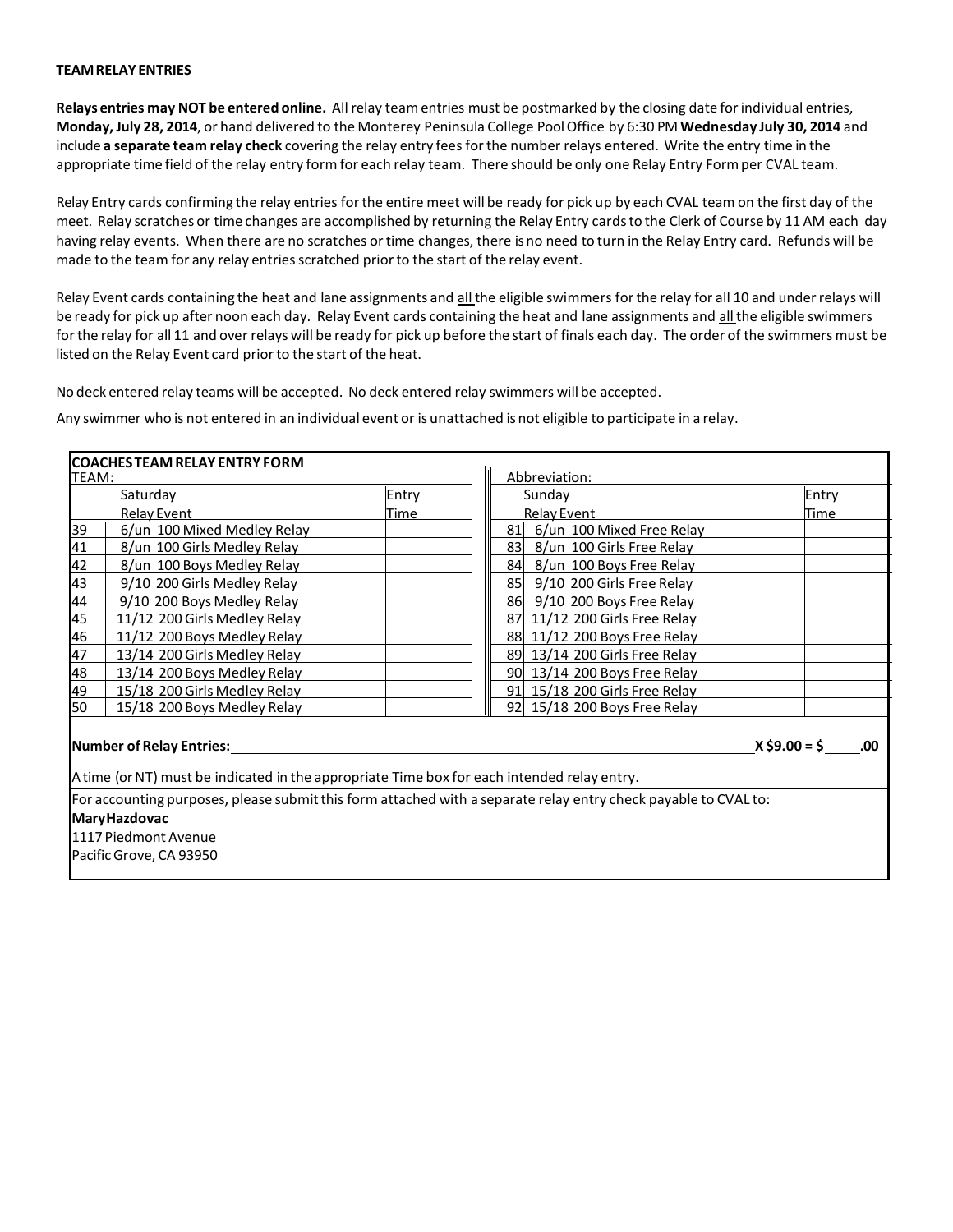**TEAM RELAY ENTRIES**

**Relays entries may NOT be entered online.** All relay team entries must be postmarked by the closing date for individual entries, **Monday, July 28, 2014**, or hand delivered to the Monterey Peninsula College Pool Office by 6:30 PM **Wednesday July 30, 2014** and include **a separate team relay check** covering the relay entry fees for the number relays entered. Write the entry time in the appropriate time field of the relay entry form for each relay team. There should be only one Relay Entry Form per CVAL team.

Relay Entry cards confirming the relay entries for the entire meet will be ready for pick up by each CVAL team on the first day of the meet. Relay scratches or time changes are accomplished by returning the Relay Entry cards to the Clerk of Course by 11 AM each day having relay events. When there are no scratches or time changes, there is no need to turn in the Relay Entry card. Refunds will be made to the team for any relay entries scratched prior to the start of the relay event.

Relay Event cards containing the heat and lane assignments and all the eligible swimmers for the relay for all 10 and under relays will be ready for pick up after noon each day. Relay Event cards containing the heat and lane assignments and all the eligible swimmers for the relay for all 11 and over relays will be ready for pick up before the start of finals each day. The order of the swimmers must be listed on the Relay Event card prior to the start of the heat.

No deck entered relay teams will be accepted. No deck entered relay swimmers will be accepted.

Any swimmer who is not entered in an individual event or is unattached is not eligible to participate in a relay.

**COACHES TEAM RELAY ENTRY FORM**

TEAM: &nbsp;&nbsp;&nbsp;&nbsp;&nbsp;&nbsp;&nbsp;&nbsp; Abbreviation:

| # | Saturday Relay Event | Entry Time | # | Sunday Relay Event | Entry Time |
|---|---|---|---|---|---|
| 39 | 6/un 100 Mixed Medley Relay | | 81 | 6/un 100 Mixed Free Relay | |
| 41 | 8/un 100 Girls Medley Relay | | 83 | 8/un 100 Girls Free Relay | |
| 42 | 8/un 100 Boys Medley Relay | | 84 | 8/un 100 Boys Free Relay | |
| 43 | 9/10 200 Girls Medley Relay | | 85 | 9/10 200 Girls Free Relay | |
| 44 | 9/10 200 Boys Medley Relay | | 86 | 9/10 200 Boys Free Relay | |
| 45 | 11/12 200 Girls Medley Relay | | 87 | 11/12 200 Girls Free Relay | |
| 46 | 11/12 200 Boys Medley Relay | | 88 | 11/12 200 Boys Free Relay | |
| 47 | 13/14 200 Girls Medley Relay | | 89 | 13/14 200 Girls Free Relay | |
| 48 | 13/14 200 Boys Medley Relay | | 90 | 13/14 200 Boys Free Relay | |
| 49 | 15/18 200 Girls Medley Relay | | 91 | 15/18 200 Girls Free Relay | |
| 50 | 15/18 200 Boys Medley Relay | | 92 | 15/18 200 Boys Free Relay | |

**Number of Relay Entries:** ____________________ **X $9.00 = $** _____ **.00**

A time (or NT) must be indicated in the appropriate Time box for each intended relay entry.

For accounting purposes, please submit this form attached with a separate relay entry check payable to CVAL to:

**Mary Hazdovac**
1117 Piedmont Avenue
Pacific Grove, CA 93950